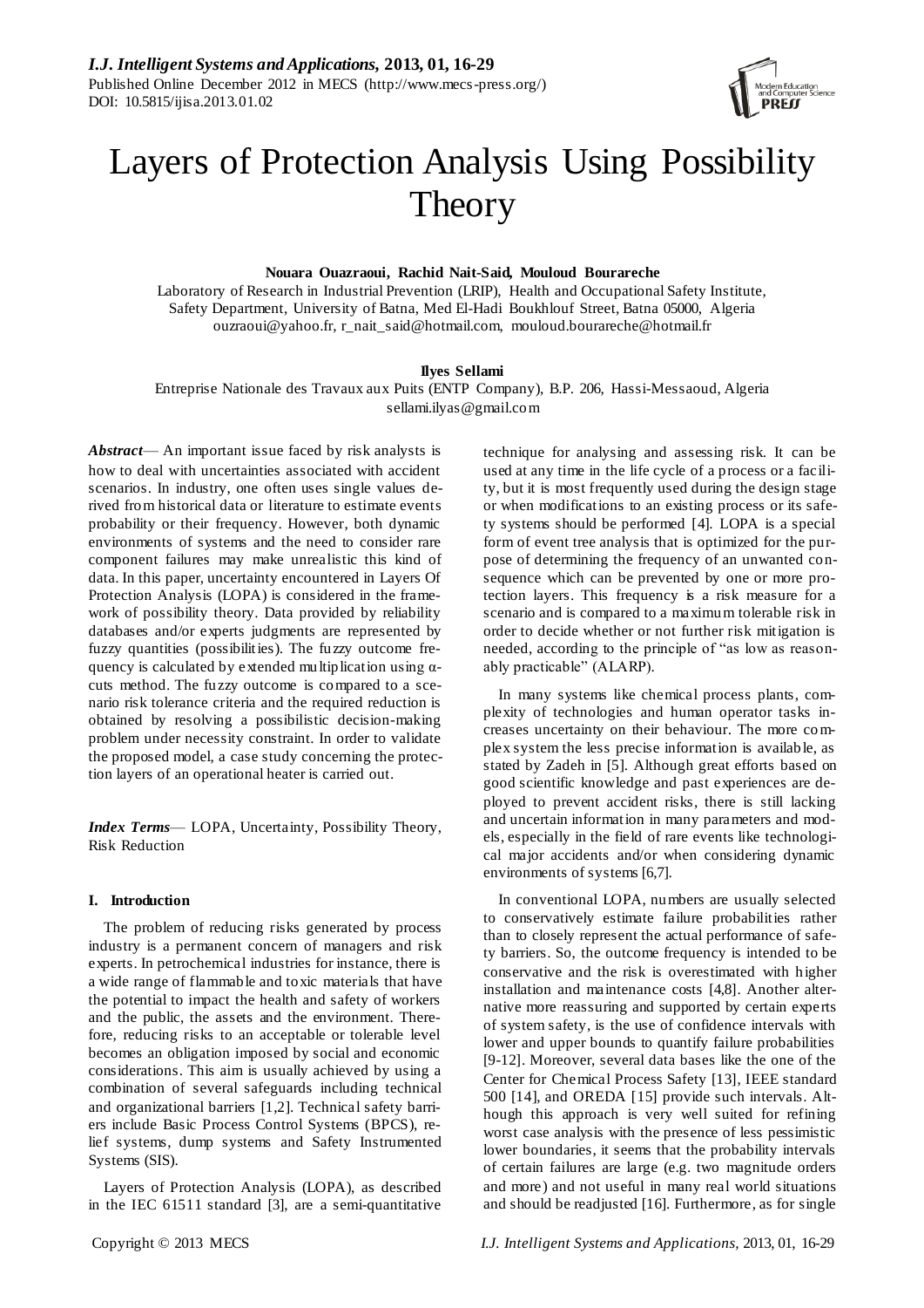# Layers of Protection Analysis Using Possibility Theory

**Nouara Ouazraoui, Rachid Nait-Said, Mouloud Bourareche**

Laboratory of Research in Industrial Prevention (LRIP), Health and Occupational Safety Institute, Safety Department, University of Batna, Med El-Hadi Boukhlouf Street, Batna 05000, Algeria
ouzraoui@yahoo.fr, r_nait_said@hotmail.com, mouloud.bourareche@hotmail.fr

**Ilyes Sellami**

Entreprise Nationale des Travaux aux Puits (ENTP Company), B.P. 206, Hassi-Messaoud, Algeria
sellami.ilyas@gmail.com

***Abstract*** — An important issue faced by risk analysts is how to deal with uncertainties associated with accident scenarios. In industry, one often uses single values derived from historical data or literature to estimate events probability or their frequency. However, both dynamic environments of systems and the need to consider rare component failures may make unrealistic this kind of data. In this paper, uncertainty encountered in Layers Of Protection Analysis (LOPA) is considered in the framework of possibility theory. Data provided by reliability databases and/or experts judgments are represented by fuzzy quantities (possibilities). The fuzzy outcome frequency is calculated by extended multiplication using α-cuts method. The fuzzy outcome is compared to a scenario risk tolerance criteria and the required reduction is obtained by resolving a possibilistic decision-making problem under necessity constraint. In order to validate the proposed model, a case study concerning the protection layers of an operational heater is carried out.

***Index Terms*** — LOPA, Uncertainty, Possibility Theory, Risk Reduction

## I. Introduction

The problem of reducing risks generated by process industry is a permanent concern of managers and risk experts. In petrochemical industries for instance, there is a wide range of flammable and toxic materials that have the potential to impact the health and safety of workers and the public, the assets and the environment. Therefore, reducing risks to an acceptable or tolerable level becomes an obligation imposed by social and economic considerations. This aim is usually achieved by using a combination of several safeguards including technical and organizational barriers [1,2]. Technical safety barriers include Basic Process Control Systems (BPCS), relief systems, dump systems and Safety Instrumented Systems (SIS).

Layers of Protection Analysis (LOPA), as described in the IEC 61511 standard [3], are a semi-quantitative technique for analysing and assessing risk. It can be used at any time in the life cycle of a process or a facility, but it is most frequently used during the design stage or when modifications to an existing process or its safety systems should be performed [4]. LOPA is a special form of event tree analysis that is optimized for the purpose of determining the frequency of an unwanted consequence which can be prevented by one or more protection layers. This frequency is a risk measure for a scenario and is compared to a maximum tolerable risk in order to decide whether or not further risk mitigation is needed, according to the principle of "as low as reasonably practicable" (ALARP).

In many systems like chemical process plants, complexity of technologies and human operator tasks increases uncertainty on their behaviour. The more complex system the less precise information is available, as stated by Zadeh in [5]. Although great efforts based on good scientific knowledge and past experiences are deployed to prevent accident risks, there is still lacking and uncertain information in many parameters and models, especially in the field of rare events like technological major accidents and/or when considering dynamic environments of systems [6,7].

In conventional LOPA, numbers are usually selected to conservatively estimate failure probabilities rather than to closely represent the actual performance of safety barriers. So, the outcome frequency is intended to be conservative and the risk is overestimated with higher installation and maintenance costs [4,8]. Another alternative more reassuring and supported by certain experts of system safety, is the use of confidence intervals with lower and upper bounds to quantify failure probabilities [9-12]. Moreover, several data bases like the one of the Center for Chemical Process Safety [13], IEEE standard 500 [14], and OREDA [15] provide such intervals. Although this approach is very well suited for refining worst case analysis with the presence of less pessimistic lower boundaries, it seems that the probability intervals of certain failures are large (e.g. two magnitude orders and more) and not useful in many real world situations and should be readjusted [16]. Furthermore, as for single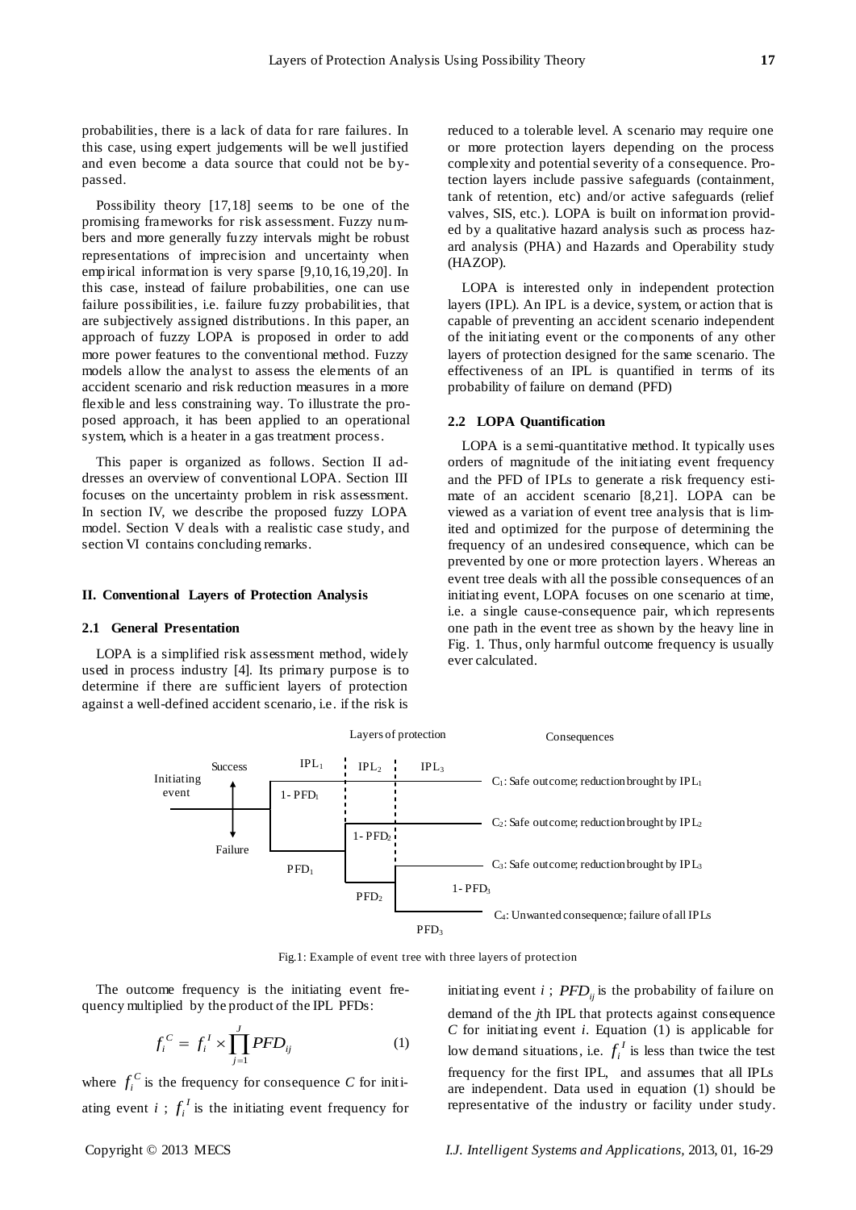probabilities, there is a lack of data for rare failures. In this case, using expert judgements will be well justified and even become a data source that could not be bypassed.

Possibility theory [17,18] seems to be one of the promising frameworks for risk assessment. Fuzzy numbers and more generally fuzzy intervals might be robust representations of imprecision and uncertainty when empirical information is very sparse [9,10,16,19,20]. In this case, instead of failure probabilities, one can use failure possibilities, i.e. failure fuzzy probabilities, that are subjectively assigned distributions. In this paper, an approach of fuzzy LOPA is proposed in order to add more power features to the conventional method. Fuzzy models allow the analyst to assess the elements of an accident scenario and risk reduction measures in a more flexible and less constraining way. To illustrate the proposed approach, it has been applied to an operational system, which is a heater in a gas treatment process.

This paper is organized as follows. Section II addresses an overview of conventional LOPA. Section III focuses on the uncertainty problem in risk assessment. In section IV, we describe the proposed fuzzy LOPA model. Section V deals with a realistic case study, and section VI contains concluding remarks.

## II. Conventional Layers of Protection Analysis

### 2.1 General Presentation

LOPA is a simplified risk assessment method, widely used in process industry [4]. Its primary purpose is to determine if there are sufficient layers of protection against a well-defined accident scenario, i.e. if the risk is reduced to a tolerable level. A scenario may require one or more protection layers depending on the process complexity and potential severity of a consequence. Protection layers include passive safeguards (containment, tank of retention, etc) and/or active safeguards (relief valves, SIS, etc.). LOPA is built on information provided by a qualitative hazard analysis such as process hazard analysis (PHA) and Hazards and Operability study (HAZOP).

LOPA is interested only in independent protection layers (IPL). An IPL is a device, system, or action that is capable of preventing an accident scenario independent of the initiating event or the components of any other layers of protection designed for the same scenario. The effectiveness of an IPL is quantified in terms of its probability of failure on demand (PFD)

### 2.2 LOPA Quantification

LOPA is a semi-quantitative method. It typically uses orders of magnitude of the initiating event frequency and the PFD of IPLs to generate a risk frequency estimate of an accident scenario [8,21]. LOPA can be viewed as a variation of event tree analysis that is limited and optimized for the purpose of determining the frequency of an undesired consequence, which can be prevented by one or more protection layers. Whereas an event tree deals with all the possible consequences of an initiating event, LOPA focuses on one scenario at time, i.e. a single cause-consequence pair, which represents one path in the event tree as shown by the heavy line in Fig. 1. Thus, only harmful outcome frequency is usually ever calculated.

Layers of protection | Consequences

Initiating event; Success; Failure; $IPL_1$; $IPL_2$; $IPL_3$; $1\text{-}PFD_1$; $PFD_1$; $1\text{-}PFD_2$; $PFD_2$; $1\text{-}PFD_3$; $PFD_3$

$C_1$: Safe outcome; reduction brought by $IPL_1$

$C_2$: Safe outcome; reduction brought by $IPL_2$

$C_3$: Safe outcome; reduction brought by $IPL_3$

$C_4$: Unwanted consequence; failure of all IPLs

Fig.1: Example of event tree with three layers of protection

The outcome frequency is the initiating event frequency multiplied by the product of the IPL PFDs:

$$f_i^C = f_i^I \times \prod_{j=1}^{J} PFD_{ij} \tag{1}$$

where $f_i^C$ is the frequency for consequence $C$ for initiating event $i$ ; $f_i^I$ is the initiating event frequency for initiating event $i$ ; $PFD_{ij}$ is the probability of failure on demand of the $j$th IPL that protects against consequence $C$ for initiating event $i$. Equation (1) is applicable for low demand situations, i.e. $f_i^I$ is less than twice the test frequency for the first IPL, and assumes that all IPLs are independent. Data used in equation (1) should be representative of the industry or facility under study.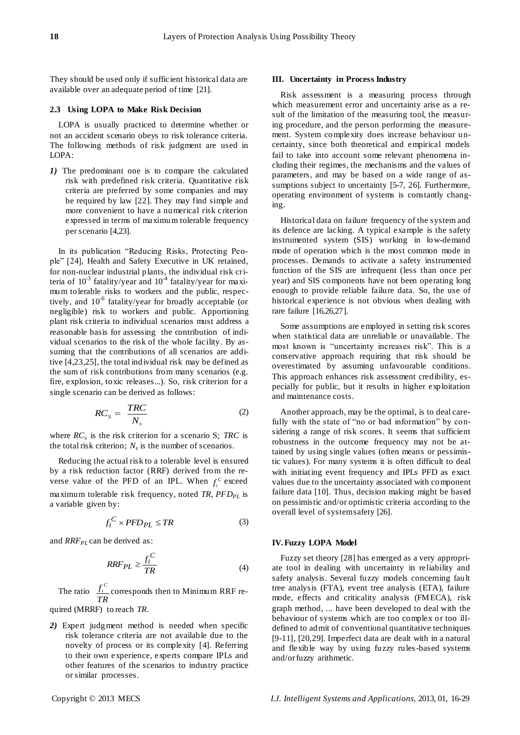They should be used only if sufficient historical data are available over an adequate period of time [21].

### 2.3 Using LOPA to Make Risk Decision

LOPA is usually practiced to determine whether or not an accident scenario obeys to risk tolerance criteria. The following methods of risk judgment are used in LOPA:

***1)*** The predominant one is to compare the calculated risk with predefined risk criteria. Quantitative risk criteria are preferred by some companies and may be required by law [22]. They may find simple and more convenient to have a numerical risk criterion expressed in terms of maximum tolerable frequency per scenario [4,23].

In its publication "Reducing Risks, Protecting People" [24], Health and Safety Executive in UK retained, for non-nuclear industrial plants, the individual risk criteria of $10^{-3}$ fatality/year and $10^{-4}$ fatality/year for maximum tolerable risks to workers and the public, respectively, and $10^{-6}$ fatality/year for broadly acceptable (or negligible) risk to workers and public. Apportioning plant risk criteria to individual scenarios must address a reasonable basis for assessing the contribution of individual scenarios to the risk of the whole facility. By assuming that the contributions of all scenarios are additive [4,23,25], the total individual risk may be defined as the sum of risk contributions from many scenarios (e.g. fire, explosion, toxic releases...). So, risk criterion for a single scenario can be derived as follows:

$$RC_S = \frac{TRC}{N_s} \tag{2}$$

where $RC_s$ is the risk criterion for a scenario S; *TRC* is the total risk criterion; $N_s$ is the number of scenarios.

Reducing the actual risk to a tolerable level is ensured by a risk reduction factor (RRF) derived from the reverse value of the PFD of an IPL. When $f_i^C$ exceed maximum tolerable risk frequency, noted *TR*, $PFD_{PL}$ is a variable given by:

$$f_i^C \times PFD_{PL} \leq TR \tag{3}$$

and $RRF_{PL}$ can be derived as:

$$RRF_{PL} \geq \frac{f_i^C}{TR} \tag{4}$$

The ratio $\frac{f_i^C}{TR}$ corresponds then to Minimum RRF required (MRRF) to reach *TR*.

***2)*** Expert judgment method is needed when specific risk tolerance criteria are not available due to the novelty of process or its complexity [4]. Referring to their own experience, experts compare IPLs and other features of the scenarios to industry practice or similar processes.

## III. Uncertainty in Process Industry

Risk assessment is a measuring process through which measurement error and uncertainty arise as a result of the limitation of the measuring tool, the measuring procedure, and the person performing the measurement. System complexity does increase behaviour uncertainty, since both theoretical and empirical models fail to take into account some relevant phenomena including their regimes, the mechanisms and the values of parameters, and may be based on a wide range of assumptions subject to uncertainty [5-7, 26]. Furthermore, operating environment of systems is constantly changing.

Historical data on failure frequency of the system and its defence are lacking. A typical example is the safety instrumented system (SIS) working in low-demand mode of operation which is the most common mode in processes. Demands to activate a safety instrumented function of the SIS are infrequent (less than once per year) and SIS components have not been operating long enough to provide reliable failure data. So, the use of historical experience is not obvious when dealing with rare failure [16,26,27].

Some assumptions are employed in setting risk scores when statistical data are unreliable or unavailable. The most known is "uncertainty increases risk". This is a conservative approach requiring that risk should be overestimated by assuming unfavourable conditions. This approach enhances risk assessment credibility, especially for public, but it results in higher exploitation and maintenance costs.

Another approach, may be the optimal, is to deal carefully with the state of "no or bad information" by considering a range of risk scores. It seems that sufficient robustness in the outcome frequency may not be attained by using single values (often means or pessimistic values). For many systems it is often difficult to deal with initiating event frequency and IPLs PFD as exact values due to the uncertainty associated with component failure data [10]. Thus, decision making might be based on pessimistic and/or optimistic criteria according to the overall level of system safety [26].

## IV. Fuzzy LOPA Model

Fuzzy set theory [28] has emerged as a very appropriate tool in dealing with uncertainty in reliability and safety analysis. Several fuzzy models concerning fault tree analysis (FTA), event tree analysis (ETA), failure mode, effects and criticality analysis (FMECA), risk graph method, ... have been developed to deal with the behaviour of systems which are too complex or too ill-defined to admit of conventional quantitative techniques [9-11], [20,29]. Imperfect data are dealt with in a natural and flexible way by using fuzzy rules-based systems and/or fuzzy arithmetic.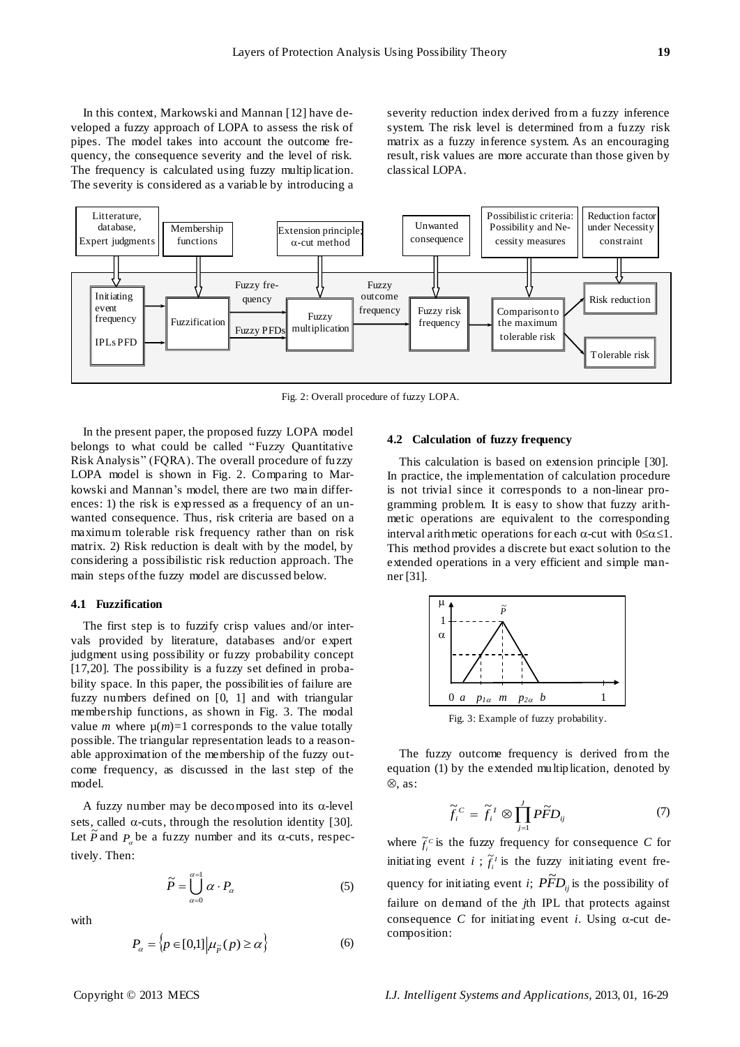In this context, Markowski and Mannan [12] have developed a fuzzy approach of LOPA to assess the risk of pipes. The model takes into account the outcome frequency, the consequence severity and the level of risk. The frequency is calculated using fuzzy multiplication. The severity is considered as a variable by introducing a severity reduction index derived from a fuzzy inference system. The risk level is determined from a fuzzy risk matrix as a fuzzy inference system. As an encouraging result, risk values are more accurate than those given by classical LOPA.

Fig. 2: Overall procedure of fuzzy LOPA.

In the present paper, the proposed fuzzy LOPA model belongs to what could be called "Fuzzy Quantitative Risk Analysis" (FQRA). The overall procedure of fuzzy LOPA model is shown in Fig. 2. Comparing to Markowski and Mannan's model, there are two main differences: 1) the risk is expressed as a frequency of an unwanted consequence. Thus, risk criteria are based on a maximum tolerable risk frequency rather than on risk matrix. 2) Risk reduction is dealt with by the model, by considering a possibilistic risk reduction approach. The main steps of the fuzzy model are discussed below.

### 4.1 Fuzzification

The first step is to fuzzify crisp values and/or intervals provided by literature, databases and/or expert judgment using possibility or fuzzy probability concept [17,20]. The possibility is a fuzzy set defined in probability space. In this paper, the possibilities of failure are fuzzy numbers defined on [0, 1] and with triangular membership functions, as shown in Fig. 3. The modal value $m$ where $\mu(m)=1$ corresponds to the value totally possible. The triangular representation leads to a reasonable approximation of the membership of the fuzzy outcome frequency, as discussed in the last step of the model.

A fuzzy number may be decomposed into its $\alpha$-level sets, called $\alpha$-cuts, through the resolution identity [30]. Let $\tilde{P}$ and $P_\alpha$ be a fuzzy number and its $\alpha$-cuts, respectively. Then:

$$\tilde{P} = \bigcup_{\alpha=0}^{\alpha=1} \alpha \cdot P_\alpha \tag{5}$$

with

$$P_\alpha = \left\{ p \in [0,1] \middle| \mu_{\tilde{P}}(p) \geq \alpha \right\} \tag{6}$$

### 4.2 Calculation of fuzzy frequency

This calculation is based on extension principle [30]. In practice, the implementation of calculation procedure is not trivial since it corresponds to a non-linear programming problem. It is easy to show that fuzzy arithmetic operations are equivalent to the corresponding interval arithmetic operations for each $\alpha$-cut with $0 \leq \alpha \leq 1$. This method provides a discrete but exact solution to the extended operations in a very efficient and simple manner [31].

Fig. 3: Example of fuzzy probability.

The fuzzy outcome frequency is derived from the equation (1) by the extended multiplication, denoted by $\otimes$, as:

$$\tilde{f}_i^{\,C} = \tilde{f}_i^{\,I} \otimes \prod_{j=1}^{J} P\tilde{F}D_{ij} \tag{7}$$

where $\tilde{f}_i^{\,C}$ is the fuzzy frequency for consequence $C$ for initiating event $i$ ; $\tilde{f}_i^{\,I}$ is the fuzzy initiating event frequency for initiating event $i$; $P\tilde{F}D_{ij}$ is the possibility of failure on demand of the $j$th IPL that protects against consequence $C$ for initiating event $i$. Using $\alpha$-cut decomposition: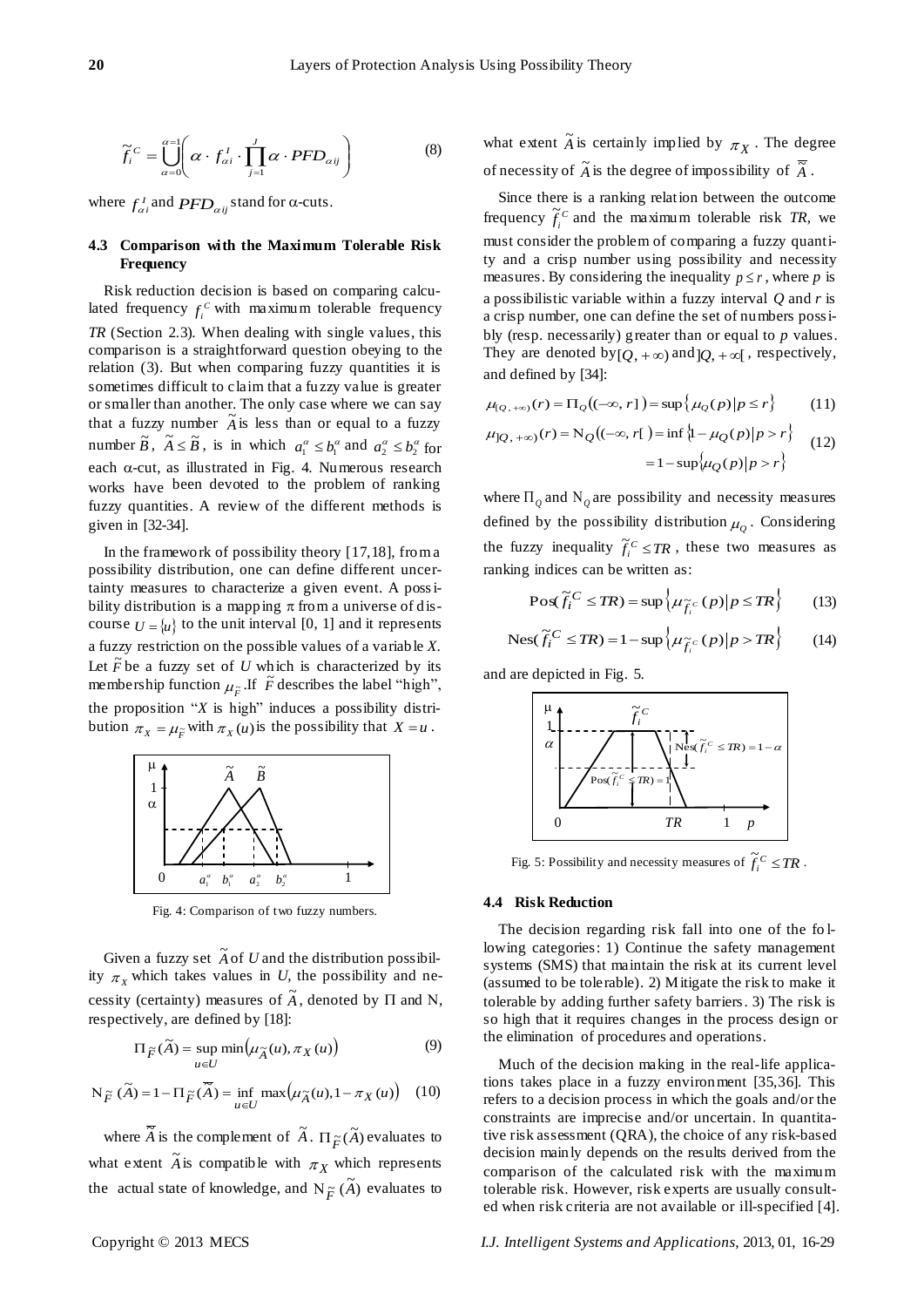$$\tilde{f}_i^C = \bigcup_{\alpha=0}^{\alpha=1}\left( \alpha \cdot f_{\alpha i}^I \cdot \prod_{j=1}^{J} \alpha \cdot PFD_{\alpha ij} \right) \tag{8}$$

where $f_{\alpha i}^I$ and $PFD_{\alpha ij}$ stand for α-cuts.

### 4.3 Comparison with the Maximum Tolerable Risk Frequency

Risk reduction decision is based on comparing calculated frequency $f_i^C$ with maximum tolerable frequency *TR* (Section 2.3). When dealing with single values, this comparison is a straightforward question obeying to the relation (3). But when comparing fuzzy quantities it is sometimes difficult to claim that a fuzzy value is greater or smaller than another. The only case where we can say that a fuzzy number $\tilde{A}$ is less than or equal to a fuzzy number $\tilde{B}$, $\tilde{A} \leq \tilde{B}$, is in which $a_1^\alpha \leq b_1^\alpha$ and $a_2^\alpha \leq b_2^\alpha$ for each α-cut, as illustrated in Fig. 4. Numerous research works have been devoted to the problem of ranking fuzzy quantities. A review of the different methods is given in [32-34].

In the framework of possibility theory [17,18], from a possibility distribution, one can define different uncertainty measures to characterize a given event. A possibility distribution is a mapping π from a universe of discourse $U = \{u\}$ to the unit interval [0, 1] and it represents a fuzzy restriction on the possible values of a variable *X*. Let $\tilde{F}$ be a fuzzy set of *U* which is characterized by its membership function $\mu_{\tilde{F}}$. If $\tilde{F}$ describes the label "high", the proposition "*X* is high" induces a possibility distribution $\pi_X = \mu_{\tilde{F}}$ with $\pi_X(u)$ is the possibility that $X = u$.

Fig. 4: Comparison of two fuzzy numbers.

Given a fuzzy set $\tilde{A}$ of *U* and the distribution possibility $\pi_X$ which takes values in *U*, the possibility and necessity (certainty) measures of $\tilde{A}$, denoted by Π and N, respectively, are defined by [18]:

$$\Pi_{\tilde{F}}(\tilde{A}) = \sup_{u \in U} \min\left(\mu_{\tilde{A}}(u), \pi_X(u)\right) \tag{9}$$

$$N_{\tilde{F}}(\tilde{A}) = 1 - \Pi_{\tilde{F}}(\overline{\tilde{A}}) = \inf_{u \in U} \max\left(\mu_{\tilde{A}}(u), 1 - \pi_X(u)\right) \tag{10}$$

where $\overline{\tilde{A}}$ is the complement of $\tilde{A}$. $\Pi_{\tilde{F}}(\tilde{A})$ evaluates to what extent $\tilde{A}$ is compatible with $\pi_X$ which represents the actual state of knowledge, and $N_{\tilde{F}}(\tilde{A})$ evaluates to what extent $\tilde{A}$ is certainly implied by $\pi_X$. The degree of necessity of $\tilde{A}$ is the degree of impossibility of $\overline{\tilde{A}}$.

Since there is a ranking relation between the outcome frequency $\tilde{f}_i^C$ and the maximum tolerable risk *TR*, we must consider the problem of comparing a fuzzy quantity and a crisp number using possibility and necessity measures. By considering the inequality $p \leq r$, where *p* is a possibilistic variable within a fuzzy interval *Q* and *r* is a crisp number, one can define the set of numbers possibly (resp. necessarily) greater than or equal to *p* values. They are denoted by $[Q, +\infty)$ and $]Q, +\infty[$, respectively, and defined by [34]:

$$\mu_{[Q,+\infty)}(r) = \Pi_Q((-\infty, r]) = \sup\{\mu_Q(p) | p \leq r\} \tag{11}$$

$$\begin{aligned} \mu_{]Q,+\infty)}(r) = N_Q((-\infty, r[) &= \inf\{1 - \mu_Q(p) | p > r\} \\ &= 1 - \sup\{\mu_Q(p) | p > r\} \end{aligned} \tag{12}$$

where $\Pi_Q$ and $N_Q$ are possibility and necessity measures defined by the possibility distribution $\mu_Q$. Considering the fuzzy inequality $\tilde{f}_i^C \leq TR$, these two measures as ranking indices can be written as:

$$\text{Pos}(\tilde{f}_i^C \leq TR) = \sup\left\{\mu_{\tilde{f}_i^C}(p) | p \leq TR\right\} \tag{13}$$

$$\text{Nes}(\tilde{f}_i^C \leq TR) = 1 - \sup\left\{\mu_{\tilde{f}_i^C}(p) | p > TR\right\} \tag{14}$$

and are depicted in Fig. 5.

Fig. 5: Possibility and necessity measures of $\tilde{f}_i^C \leq TR$.

### 4.4 Risk Reduction

The decision regarding risk fall into one of the following categories: 1) Continue the safety management systems (SMS) that maintain the risk at its current level (assumed to be tolerable). 2) Mitigate the risk to make it tolerable by adding further safety barriers. 3) The risk is so high that it requires changes in the process design or the elimination of procedures and operations.

Much of the decision making in the real-life applications takes place in a fuzzy environment [35,36]. This refers to a decision process in which the goals and/or the constraints are imprecise and/or uncertain. In quantitative risk assessment (QRA), the choice of any risk-based decision mainly depends on the results derived from the comparison of the calculated risk with the maximum tolerable risk. However, risk experts are usually consulted when risk criteria are not available or ill-specified [4].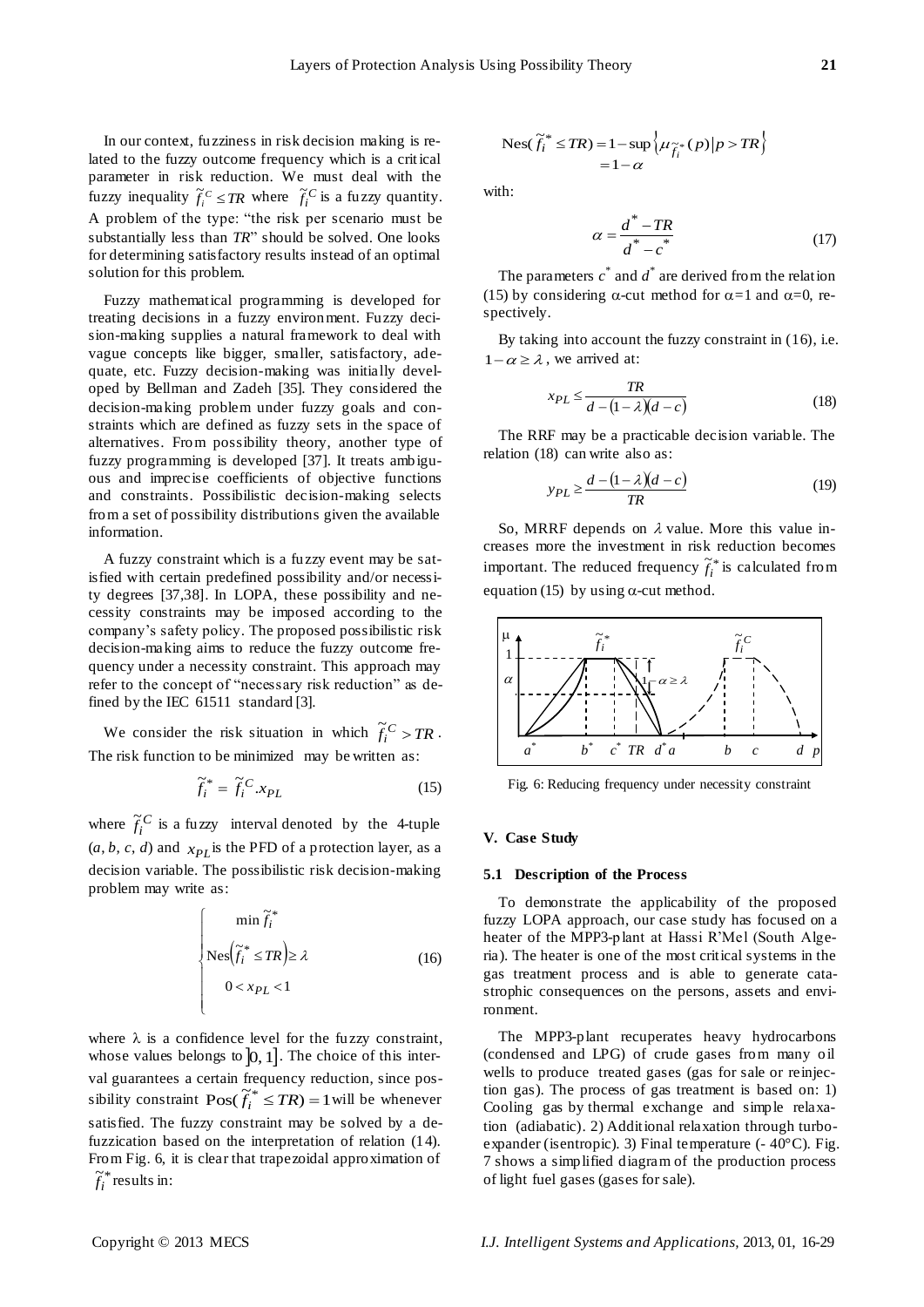In our context, fuzziness in risk decision making is related to the fuzzy outcome frequency which is a critical parameter in risk reduction. We must deal with the fuzzy inequality $\tilde{f}_i^C \leq TR$ where $\tilde{f}_i^C$ is a fuzzy quantity. A problem of the type: "the risk per scenario must be substantially less than *TR*" should be solved. One looks for determining satisfactory results instead of an optimal solution for this problem.

Fuzzy mathematical programming is developed for treating decisions in a fuzzy environment. Fuzzy decision-making supplies a natural framework to deal with vague concepts like bigger, smaller, satisfactory, adequate, etc. Fuzzy decision-making was initially developed by Bellman and Zadeh [35]. They considered the decision-making problem under fuzzy goals and constraints which are defined as fuzzy sets in the space of alternatives. From possibility theory, another type of fuzzy programming is developed [37]. It treats ambiguous and imprecise coefficients of objective functions and constraints. Possibilistic decision-making selects from a set of possibility distributions given the available information.

A fuzzy constraint which is a fuzzy event may be satisfied with certain predefined possibility and/or necessity degrees [37,38]. In LOPA, these possibility and necessity constraints may be imposed according to the company's safety policy. The proposed possibilistic risk decision-making aims to reduce the fuzzy outcome frequency under a necessity constraint. This approach may refer to the concept of "necessary risk reduction" as defined by the IEC 61511 standard [3].

We consider the risk situation in which $\tilde{f}_i^C > TR$. The risk function to be minimized may be written as:

$$\tilde{f}_i^* = \tilde{f}_i^C . x_{PL} \tag{15}$$

where $\tilde{f}_i^C$ is a fuzzy interval denoted by the 4-tuple ($a$, $b$, $c$, $d$) and $x_{PL}$ is the PFD of a protection layer, as a decision variable. The possibilistic risk decision-making problem may write as:

$$\begin{cases} \min \tilde{f}_i^* \\ \text{Nes}\left(\tilde{f}_i^* \leq TR\right) \geq \lambda \\ 0 < x_{PL} < 1 \end{cases} \tag{16}$$

where $\lambda$ is a confidence level for the fuzzy constraint, whose values belongs to $]0, 1]$. The choice of this interval guarantees a certain frequency reduction, since possibility constraint $\text{Pos}(\tilde{f}_i^* \leq TR) = 1$ will be whenever satisfied. The fuzzy constraint may be solved by a defuzzication based on the interpretation of relation (14). From Fig. 6, it is clear that trapezoidal approximation of $\tilde{f}_i^*$ results in:

$$\begin{aligned} \text{Nes}(\tilde{f}_i^* \leq TR) &= 1 - \sup\left\{\mu_{\tilde{f}_i^*}(p) \middle| p > TR\right\} \\ &= 1 - \alpha \end{aligned}$$

with:

$$\alpha = \frac{d^* - TR}{d^* - c^*} \tag{17}$$

The parameters $c^*$ and $d^*$ are derived from the relation (15) by considering $\alpha$-cut method for $\alpha$=1 and $\alpha$=0, respectively.

By taking into account the fuzzy constraint in (16), i.e. $1 - \alpha \geq \lambda$, we arrived at:

$$x_{PL} \leq \frac{TR}{d - (1-\lambda)(d-c)} \tag{18}$$

The RRF may be a practicable decision variable. The relation (18) can write also as:

$$y_{PL} \geq \frac{d - (1-\lambda)(d-c)}{TR} \tag{19}$$

So, MRRF depends on $\lambda$ value. More this value increases more the investment in risk reduction becomes important. The reduced frequency $\tilde{f}_i^*$ is calculated from equation (15) by using $\alpha$-cut method.

Fig. 6: Reducing frequency under necessity constraint

## V. Case Study

### 5.1 Description of the Process

To demonstrate the applicability of the proposed fuzzy LOPA approach, our case study has focused on a heater of the MPP3-plant at Hassi R'Mel (South Algeria). The heater is one of the most critical systems in the gas treatment process and is able to generate catastrophic consequences on the persons, assets and environment.

The MPP3-plant recuperates heavy hydrocarbons (condensed and LPG) of crude gases from many oil wells to produce treated gases (gas for sale or reinjection gas). The process of gas treatment is based on: 1) Cooling gas by thermal exchange and simple relaxation (adiabatic). 2) Additional relaxation through turbo-expander (isentropic). 3) Final temperature (- 40°C). Fig. 7 shows a simplified diagram of the production process of light fuel gases (gases for sale).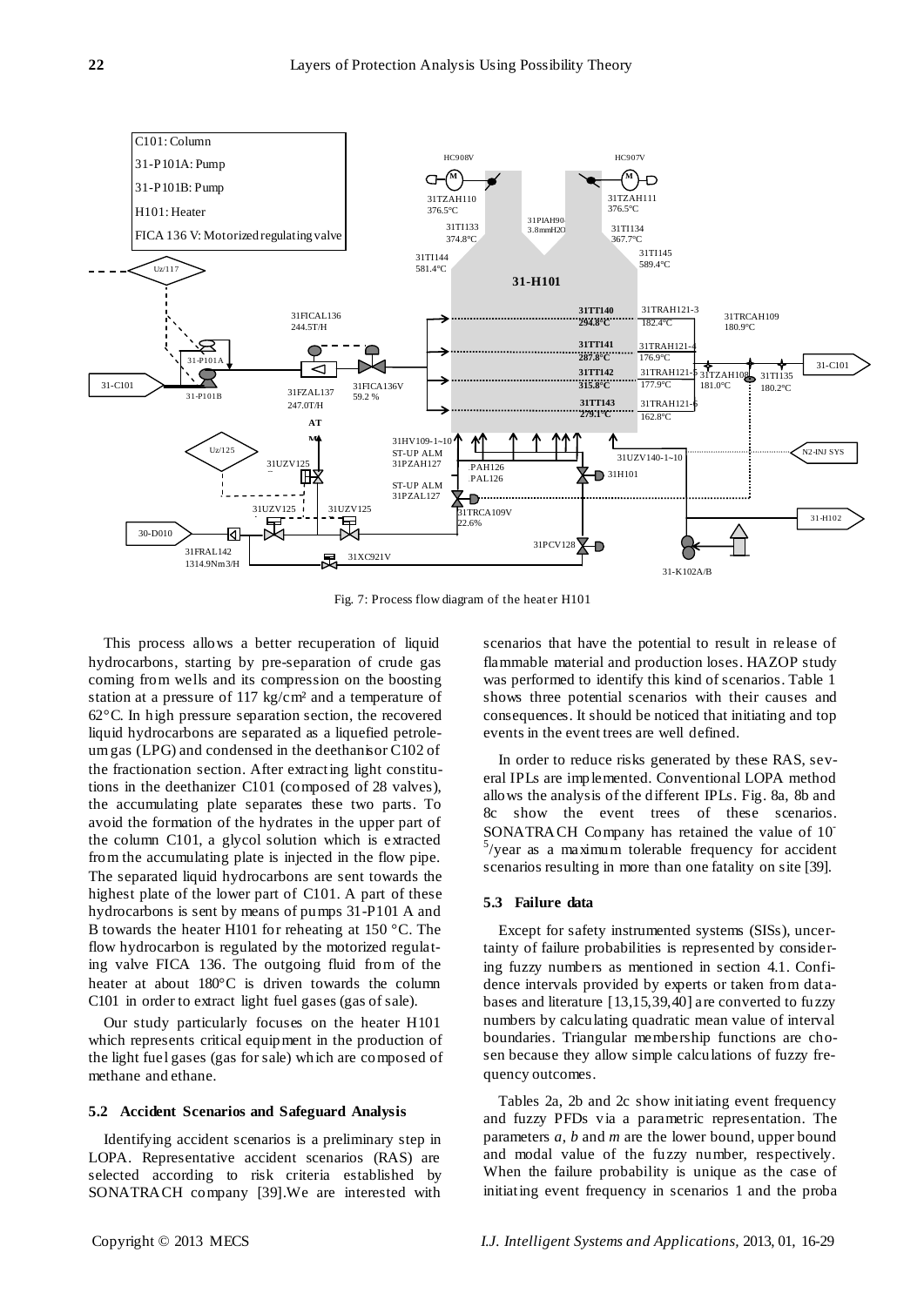Fig. 7: Process flow diagram of the heater H101

This process allows a better recuperation of liquid hydrocarbons, starting by pre-separation of crude gas coming from wells and its compression on the boosting station at a pressure of 117 kg/cm² and a temperature of 62°C. In high pressure separation section, the recovered liquid hydrocarbons are separated as a liquefied petroleum gas (LPG) and condensed in the deethanisor C102 of the fractionation section. After extracting light constitutions in the deethanizer C101 (composed of 28 valves), the accumulating plate separates these two parts. To avoid the formation of the hydrates in the upper part of the column C101, a glycol solution which is extracted from the accumulating plate is injected in the flow pipe. The separated liquid hydrocarbons are sent towards the highest plate of the lower part of C101. A part of these hydrocarbons is sent by means of pumps 31-P101 A and B towards the heater H101 for reheating at 150 °C. The flow hydrocarbon is regulated by the motorized regulating valve FICA 136. The outgoing fluid from of the heater at about 180°C is driven towards the column C101 in order to extract light fuel gases (gas of sale).

Our study particularly focuses on the heater H101 which represents critical equipment in the production of the light fuel gases (gas for sale) which are composed of methane and ethane.

### 5.2 Accident Scenarios and Safeguard Analysis

Identifying accident scenarios is a preliminary step in LOPA. Representative accident scenarios (RAS) are selected according to risk criteria established by SONATRACH company [39].We are interested with scenarios that have the potential to result in release of flammable material and production loses. HAZOP study was performed to identify this kind of scenarios. Table 1 shows three potential scenarios with their causes and consequences. It should be noticed that initiating and top events in the event trees are well defined.

In order to reduce risks generated by these RAS, several IPLs are implemented. Conventional LOPA method allows the analysis of the different IPLs. Fig. 8a, 8b and 8c show the event trees of these scenarios. SONATRACH Company has retained the value of $10^{-5}$/year as a maximum tolerable frequency for accident scenarios resulting in more than one fatality on site [39].

### 5.3 Failure data

Except for safety instrumented systems (SISs), uncertainty of failure probabilities is represented by considering fuzzy numbers as mentioned in section 4.1. Confidence intervals provided by experts or taken from databases and literature [13,15,39,40] are converted to fuzzy numbers by calculating quadratic mean value of interval boundaries. Triangular membership functions are chosen because they allow simple calculations of fuzzy frequency outcomes.

Tables 2a, 2b and 2c show initiating event frequency and fuzzy PFDs via a parametric representation. The parameters *a*, *b* and *m* are the lower bound, upper bound and modal value of the fuzzy number, respectively. When the failure probability is unique as the case of initiating event frequency in scenarios 1 and the proba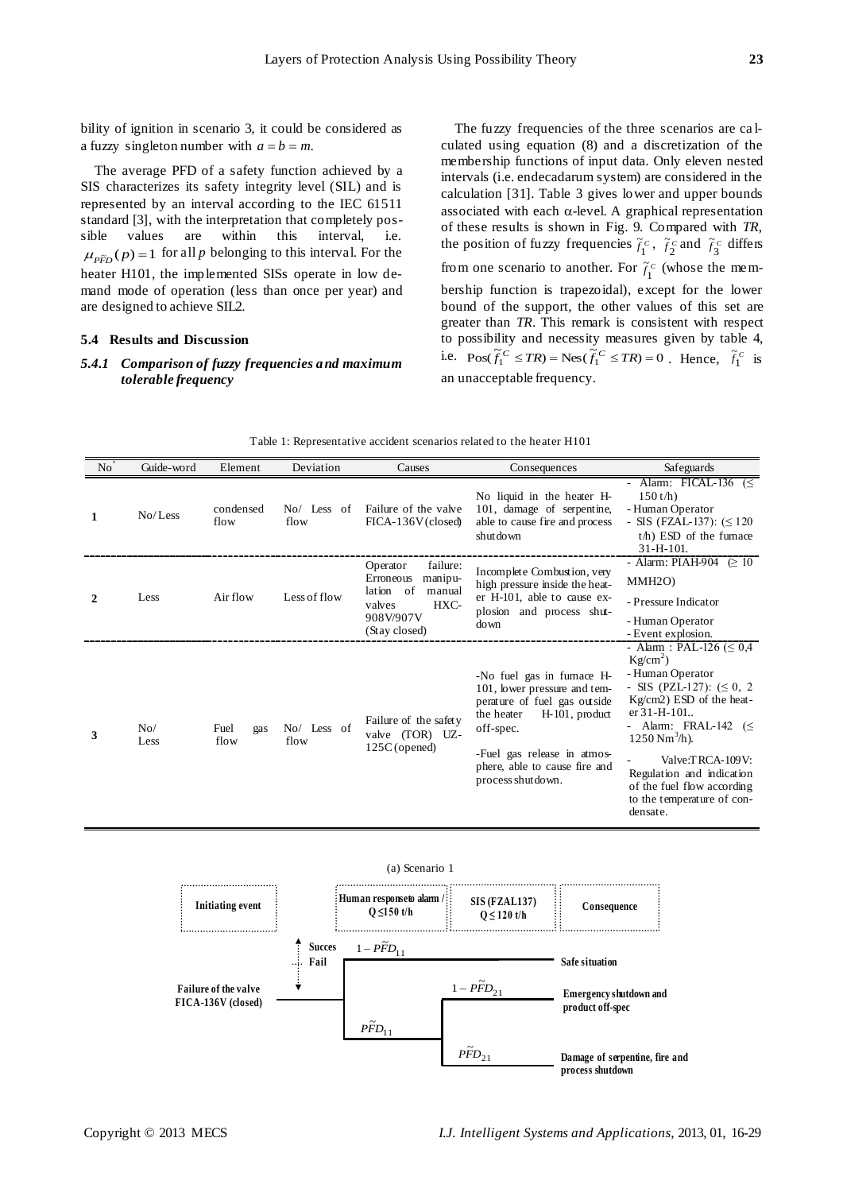bility of ignition in scenario 3, it could be considered as a fuzzy singleton number with $a = b = m$.

The average PFD of a safety function achieved by a SIS characterizes its safety integrity level (SIL) and is represented by an interval according to the IEC 61511 standard [3], with the interpretation that completely possible values are within this interval, i.e. $\mu_{P\tilde{F}D}(p) = 1$ for all $p$ belonging to this interval. For the heater H101, the implemented SISs operate in low demand mode of operation (less than once per year) and are designed to achieve SIL2.

### 5.4 Results and Discussion

#### *5.4.1 Comparison of fuzzy frequencies and maximum tolerable frequency*

The fuzzy frequencies of the three scenarios are calculated using equation (8) and a discretization of the membership functions of input data. Only eleven nested intervals (i.e. endecadarum system) are considered in the calculation [31]. Table 3 gives lower and upper bounds associated with each α-level. A graphical representation of these results is shown in Fig. 9. Compared with *TR*, the position of fuzzy frequencies $\tilde{f}_1^c$, $\tilde{f}_2^c$ and $\tilde{f}_3^c$ differs from one scenario to another. For $\tilde{f}_1^c$ (whose the membership function is trapezoidal), except for the lower bound of the support, the other values of this set are greater than *TR*. This remark is consistent with respect to possibility and necessity measures given by table 4, i.e. $\text{Pos}(\tilde{f}_1^C \le TR) = \text{Nes}(\tilde{f}_1^C \le TR) = 0$. Hence, $\tilde{f}_1^c$ is an unacceptable frequency.

Table 1: Representative accident scenarios related to the heater H101

| N° | Guide-word | Element | Deviation | Causes | Consequences | Safeguards |
|---|---|---|---|---|---|---|
| 1 | No/Less | condensed flow | No/ Less of flow | Failure of the valve FICA-136V (closed) | No liquid in the heater H-101, damage of serpentine, able to cause fire and process shutdown | - Alarm: FICAL-136 (≤ 150 t/h)<br>- Human Operator<br>- SIS (FZAL-137): (≤ 120 t/h) ESD of the furnace 31-H-101. |
| 2 | Less | Air flow | Less of flow | Operator failure: Erroneous manipulation of manual valves HXC-908V/907V (Stay closed) | Incomplete Combustion, very high pressure inside the heater H-101, able to cause explosion and process shutdown | - Alarm: PIAH-904 (≥ 10 MMH2O)<br>- Pressure Indicator<br>- Human Operator<br>- Event explosion. |
| 3 | No/ Less | Fuel gas flow | No/ Less of flow | Failure of the safety valve (TOR) UZ-125C (opened) | -No fuel gas in furnace H-101, lower pressure and temperature of fuel gas outside the heater H-101, product off-spec.<br>-Fuel gas release in atmosphere, able to cause fire and process shutdown. | - Alarm : PAL-126 (≤ 0,4 Kg/cm$^2$)<br>- Human Operator<br>- SIS (PZL-127): (≤ 0, 2 Kg/cm2) ESD of the heater 31-H-101..<br>- Alarm: FRAL-142 (≤ 1250 Nm$^3$/h).<br>- Valve:TRCA-109V: Regulation and indication of the fuel flow according to the temperature of condensate. |

(a) Scenario 1

| Initiating event | Human response to alarm / $Q \le 150$ t/h | SIS (FZAL137) $Q \le 120$ t/h | Consequence |
|---|---|---|---|
| Failure of the valve FICA-136V (closed) | Success: $1 - P\tilde{F}D_{11}$ | | Safe situation |
| | Fail: $P\tilde{F}D_{11}$ | $1 - P\tilde{F}D_{21}$ | Emergency shutdown and product off-spec |
| | | $P\tilde{F}D_{21}$ | Damage of serpentine, fire and process shutdown |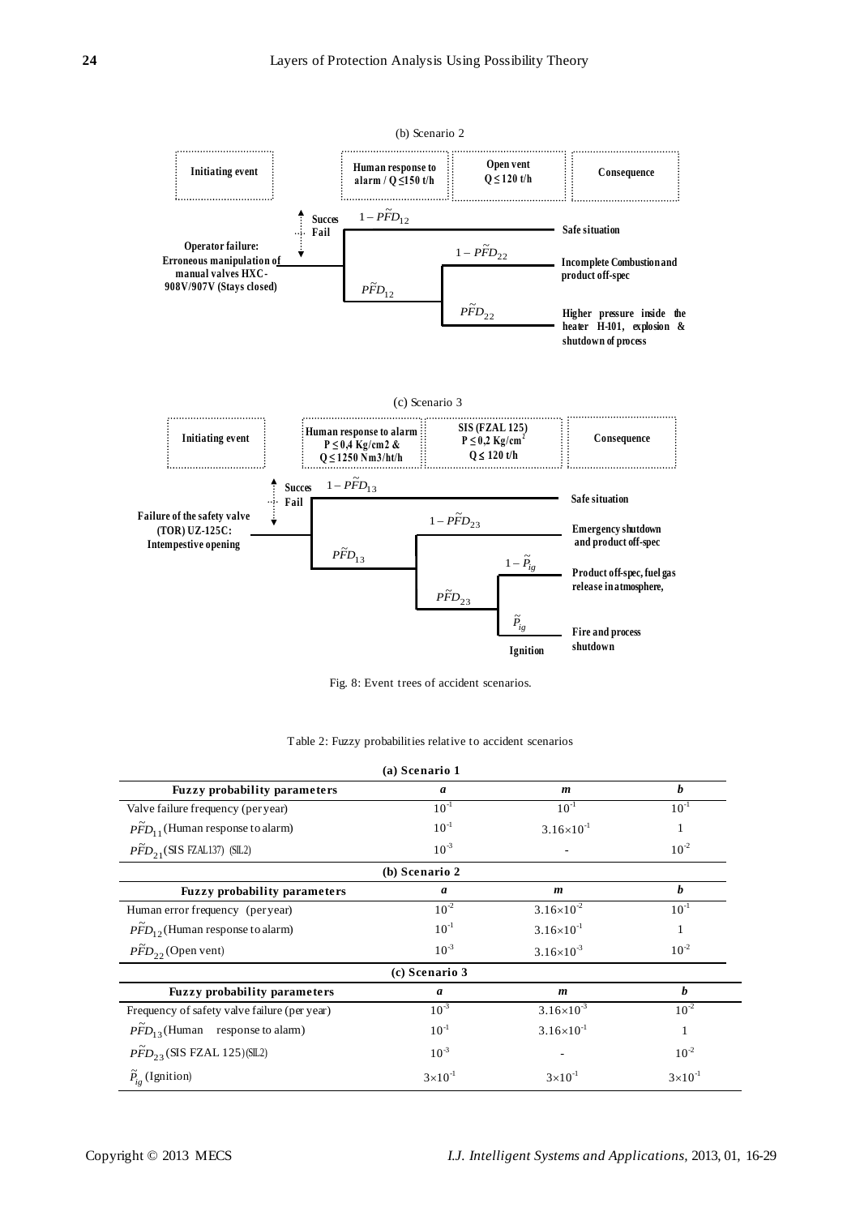(b) Scenario 2

| Initiating event | Human response to alarm / Q ≤150 t/h | Open vent Q ≤ 120 t/h | Consequence |
|---|---|---|---|
| Operator failure: Erroneous manipulation of manual valves HXC-908V/907V (Stays closed) | Success: $1-\tilde{PFD}_{12}$ | | Safe situation |
| | Fail: $\tilde{PFD}_{12}$ | Success: $1-\tilde{PFD}_{22}$ | Incomplete Combustion and product off-spec |
| | | Fail: $\tilde{PFD}_{22}$ | Higher pressure inside the heater H-101, explosion & shutdown of process |

(c) Scenario 3

| Initiating event | Human response to alarm P ≤ 0,4 Kg/cm2 & Q ≤ 1250 Nm3/ht/h | SIS (FZAL 125) P ≤ 0,2 Kg/cm² Q ≤ 120 t/h | Ignition | Consequence |
|---|---|---|---|---|
| Failure of the safety valve (TOR) UZ-125C: Intempestive opening | Success: $1-\tilde{PFD}_{13}$ | | | Safe situation |
| | Fail: $\tilde{PFD}_{13}$ | $1-\tilde{PFD}_{23}$ | | Emergency shutdown and product off-spec |
| | | $\tilde{PFD}_{23}$ | $1-\tilde{P}_{ig}$ | Product off-spec, fuel gas release in atmosphere, |
| | | | $\tilde{P}_{ig}$ | Fire and process shutdown |

Fig. 8: Event trees of accident scenarios.

Table 2: Fuzzy probabilities relative to accident scenarios

| (a) Scenario 1 | | | |
|---|---|---|---|
| **Fuzzy probability parameters** | ***a*** | ***m*** | ***b*** |
| Valve failure frequency (per year) | $10^{-1}$ | $10^{-1}$ | $10^{-1}$ |
| $\tilde{PFD}_{11}$ (Human response to alarm) | $10^{-1}$ | $3.16\times10^{-1}$ | 1 |
| $\tilde{PFD}_{21}$ (SIS FZAL137) (SIL2) | $10^{-3}$ | - | $10^{-2}$ |
| **(b) Scenario 2** | | | |
| **Fuzzy probability parameters** | ***a*** | ***m*** | ***b*** |
| Human error frequency (per year) | $10^{-2}$ | $3.16\times10^{-2}$ | $10^{-1}$ |
| $\tilde{PFD}_{12}$ (Human response to alarm) | $10^{-1}$ | $3.16\times10^{-1}$ | 1 |
| $\tilde{PFD}_{22}$ (Open vent) | $10^{-3}$ | $3.16\times10^{-3}$ | $10^{-2}$ |
| **(c) Scenario 3** | | | |
| **Fuzzy probability parameters** | ***a*** | ***m*** | ***b*** |
| Frequency of safety valve failure (per year) | $10^{-3}$ | $3.16\times10^{-3}$ | $10^{-2}$ |
| $\tilde{PFD}_{13}$ (Human response to alarm) | $10^{-1}$ | $3.16\times10^{-1}$ | 1 |
| $\tilde{PFD}_{23}$ (SIS FZAL 125) (SIL2) | $10^{-3}$ | - | $10^{-2}$ |
| $\tilde{P}_{ig}$ (Ignition) | $3\times10^{-1}$ | $3\times10^{-1}$ | $3\times10^{-1}$ |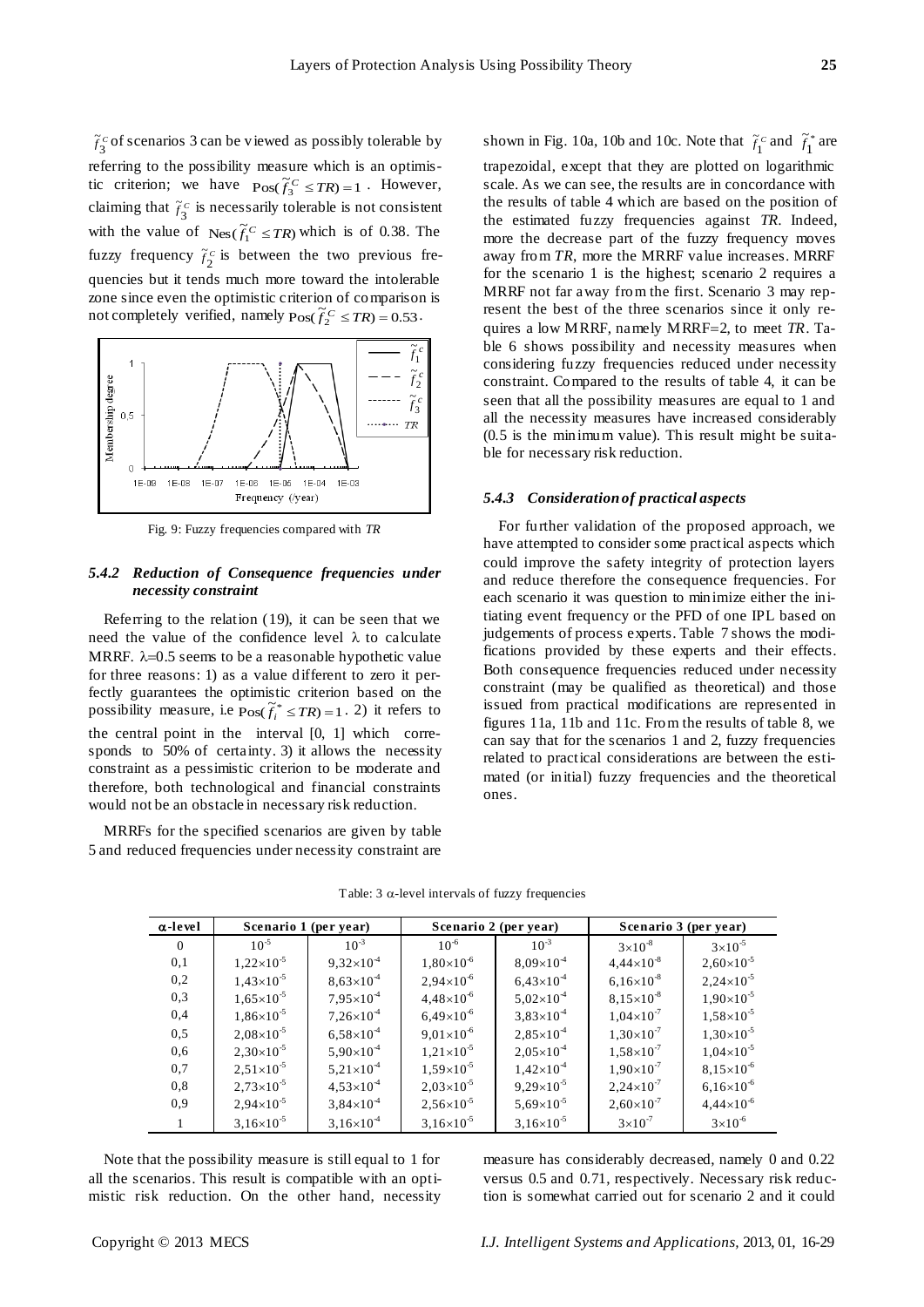$\tilde{f}_3^c$ of scenarios 3 can be viewed as possibly tolerable by referring to the possibility measure which is an optimistic criterion; we have $\text{Pos}(\tilde{f}_3^C \leq TR) = 1$ . However, claiming that $\tilde{f}_3^c$ is necessarily tolerable is not consistent with the value of $\text{Nes}(\tilde{f}_1^C \leq TR)$ which is of 0.38. The fuzzy frequency $\tilde{f}_2^c$ is between the two previous frequencies but it tends much more toward the intolerable zone since even the optimistic criterion of comparison is not completely verified, namely $\text{Pos}(\tilde{f}_2^C \leq TR) = 0.53$.

Fig. 9: Fuzzy frequencies compared with *TR*

### *5.4.2 Reduction of Consequence frequencies under necessity constraint*

Referring to the relation (19), it can be seen that we need the value of the confidence level $\lambda$ to calculate MRRF. $\lambda$=0.5 seems to be a reasonable hypothetic value for three reasons: 1) as a value different to zero it perfectly guarantees the optimistic criterion based on the possibility measure, i.e $\text{Pos}(\tilde{f}_i^* \leq TR) = 1$ . 2) it refers to the central point in the interval [0, 1] which corresponds to 50% of certainty. 3) it allows the necessity constraint as a pessimistic criterion to be moderate and therefore, both technological and financial constraints would not be an obstacle in necessary risk reduction.

MRRFs for the specified scenarios are given by table 5 and reduced frequencies under necessity constraint are shown in Fig. 10a, 10b and 10c. Note that $\tilde{f}_1^c$ and $\tilde{f}_1^*$ are trapezoidal, except that they are plotted on logarithmic scale. As we can see, the results are in concordance with the results of table 4 which are based on the position of the estimated fuzzy frequencies against *TR*. Indeed, more the decrease part of the fuzzy frequency moves away from *TR*, more the MRRF value increases. MRRF for the scenario 1 is the highest; scenario 2 requires a MRRF not far away from the first. Scenario 3 may represent the best of the three scenarios since it only requires a low MRRF, namely MRRF=2, to meet *TR*. Table 6 shows possibility and necessity measures when considering fuzzy frequencies reduced under necessity constraint. Compared to the results of table 4, it can be seen that all the possibility measures are equal to 1 and all the necessity measures have increased considerably (0.5 is the minimum value). This result might be suitable for necessary risk reduction.

### *5.4.3 Consideration of practical aspects*

For further validation of the proposed approach, we have attempted to consider some practical aspects which could improve the safety integrity of protection layers and reduce therefore the consequence frequencies. For each scenario it was question to minimize either the initiating event frequency or the PFD of one IPL based on judgements of process experts. Table 7 shows the modifications provided by these experts and their effects. Both consequence frequencies reduced under necessity constraint (may be qualified as theoretical) and those issued from practical modifications are represented in figures 11a, 11b and 11c. From the results of table 8, we can say that for the scenarios 1 and 2, fuzzy frequencies related to practical considerations are between the estimated (or initial) fuzzy frequencies and the theoretical ones.

Table: 3 $\alpha$-level intervals of fuzzy frequencies

| $\alpha$-level | Scenario 1 (per year) | | Scenario 2 (per year) | | Scenario 3 (per year) | |
|---|---|---|---|---|---|---|
| 0 | $10^{-5}$ | $10^{-3}$ | $10^{-6}$ | $10^{-3}$ | $3\times10^{-8}$ | $3\times10^{-5}$ |
| 0,1 | $1{,}22\times10^{-5}$ | $9{,}32\times10^{-4}$ | $1{,}80\times10^{-6}$ | $8{,}09\times10^{-4}$ | $4{,}44\times10^{-8}$ | $2{,}60\times10^{-5}$ |
| 0,2 | $1{,}43\times10^{-5}$ | $8{,}63\times10^{-4}$ | $2{,}94\times10^{-6}$ | $6{,}43\times10^{-4}$ | $6{,}16\times10^{-8}$ | $2{,}24\times10^{-5}$ |
| 0,3 | $1{,}65\times10^{-5}$ | $7{,}95\times10^{-4}$ | $4{,}48\times10^{-6}$ | $5{,}02\times10^{-4}$ | $8{,}15\times10^{-8}$ | $1{,}90\times10^{-5}$ |
| 0,4 | $1{,}86\times10^{-5}$ | $7{,}26\times10^{-4}$ | $6{,}49\times10^{-6}$ | $3{,}83\times10^{-4}$ | $1{,}04\times10^{-7}$ | $1{,}58\times10^{-5}$ |
| 0,5 | $2{,}08\times10^{-5}$ | $6{,}58\times10^{-4}$ | $9{,}01\times10^{-6}$ | $2{,}85\times10^{-4}$ | $1{,}30\times10^{-7}$ | $1{,}30\times10^{-5}$ |
| 0,6 | $2{,}30\times10^{-5}$ | $5{,}90\times10^{-4}$ | $1{,}21\times10^{-5}$ | $2{,}05\times10^{-4}$ | $1{,}58\times10^{-7}$ | $1{,}04\times10^{-5}$ |
| 0,7 | $2{,}51\times10^{-5}$ | $5{,}21\times10^{-4}$ | $1{,}59\times10^{-5}$ | $1{,}42\times10^{-4}$ | $1{,}90\times10^{-7}$ | $8{,}15\times10^{-6}$ |
| 0,8 | $2{,}73\times10^{-5}$ | $4{,}53\times10^{-4}$ | $2{,}03\times10^{-5}$ | $9{,}29\times10^{-5}$ | $2{,}24\times10^{-7}$ | $6{,}16\times10^{-6}$ |
| 0,9 | $2{,}94\times10^{-5}$ | $3{,}84\times10^{-4}$ | $2{,}56\times10^{-5}$ | $5{,}69\times10^{-5}$ | $2{,}60\times10^{-7}$ | $4{,}44\times10^{-6}$ |
| 1 | $3{,}16\times10^{-5}$ | $3{,}16\times10^{-4}$ | $3{,}16\times10^{-5}$ | $3{,}16\times10^{-5}$ | $3\times10^{-7}$ | $3\times10^{-6}$ |

Note that the possibility measure is still equal to 1 for all the scenarios. This result is compatible with an optimistic risk reduction. On the other hand, necessity measure has considerably decreased, namely 0 and 0.22 versus 0.5 and 0.71, respectively. Necessary risk reduction is somewhat carried out for scenario 2 and it could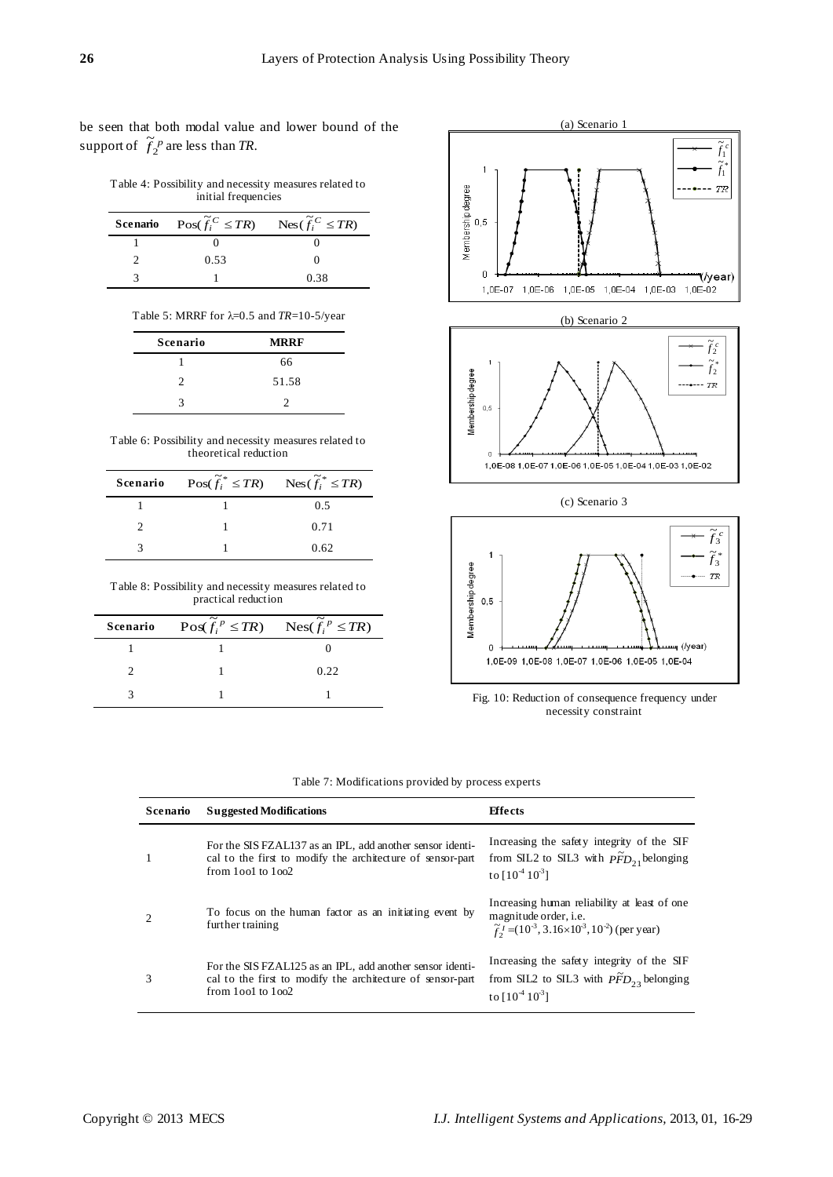be seen that both modal value and lower bound of the support of $\tilde{f}_2^{\,p}$ are less than *TR*.

Table 4: Possibility and necessity measures related to initial frequencies

| Scenario | $\mathrm{Pos}(\tilde{f}_i^{\,C} \leq TR)$ | $\mathrm{Nes}(\tilde{f}_i^{\,C} \leq TR)$ |
|---|---|---|
| 1 | 0 | 0 |
| 2 | 0.53 | 0 |
| 3 | 1 | 0.38 |

Table 5: MRRF for λ=0.5 and *TR*=10-5/year

| Scenario | MRRF |
|---|---|
| 1 | 66 |
| 2 | 51.58 |
| 3 | 2 |

Table 6: Possibility and necessity measures related to theoretical reduction

| Scenario | $\mathrm{Pos}(\tilde{f}_i^{\,*} \leq TR)$ | $\mathrm{Nes}(\tilde{f}_i^{\,*} \leq TR)$ |
|---|---|---|
| 1 | 1 | 0.5 |
| 2 | 1 | 0.71 |
| 3 | 1 | 0.62 |

Table 8: Possibility and necessity measures related to practical reduction

| Scenario | $\mathrm{Pos}(\tilde{f}_i^{\,p} \leq TR)$ | $\mathrm{Nes}(\tilde{f}_i^{\,p} \leq TR)$ |
|---|---|---|
| 1 | 1 | 0 |
| 2 | 1 | 0.22 |
| 3 | 1 | 1 |

Fig. 10: Reduction of consequence frequency under necessity constraint

Table 7: Modifications provided by process experts

| Scenario | Suggested Modifications | Effects |
|---|---|---|
| 1 | For the SIS FZAL137 as an IPL, add another sensor identical to the first to modify the architecture of sensor-part from 1oo1 to 1oo2 | Increasing the safety integrity of the SIF from SIL2 to SIL3 with $\tilde{PFD}_{21}$ belonging to $[10^{-4}\ 10^{-3}]$ |
| 2 | To focus on the human factor as an initiating event by further training | Increasing human reliability at least of one magnitude order, i.e. $\tilde{f}_2^{\,I}=(10^{-3}, 3.16\times10^{-3}, 10^{-2})$ (per year) |
| 3 | For the SIS FZAL125 as an IPL, add another sensor identical to the first to modify the architecture of sensor-part from 1oo1 to 1oo2 | Increasing the safety integrity of the SIF from SIL2 to SIL3 with $\tilde{PFD}_{23}$ belonging to $[10^{-4}\ 10^{-3}]$ |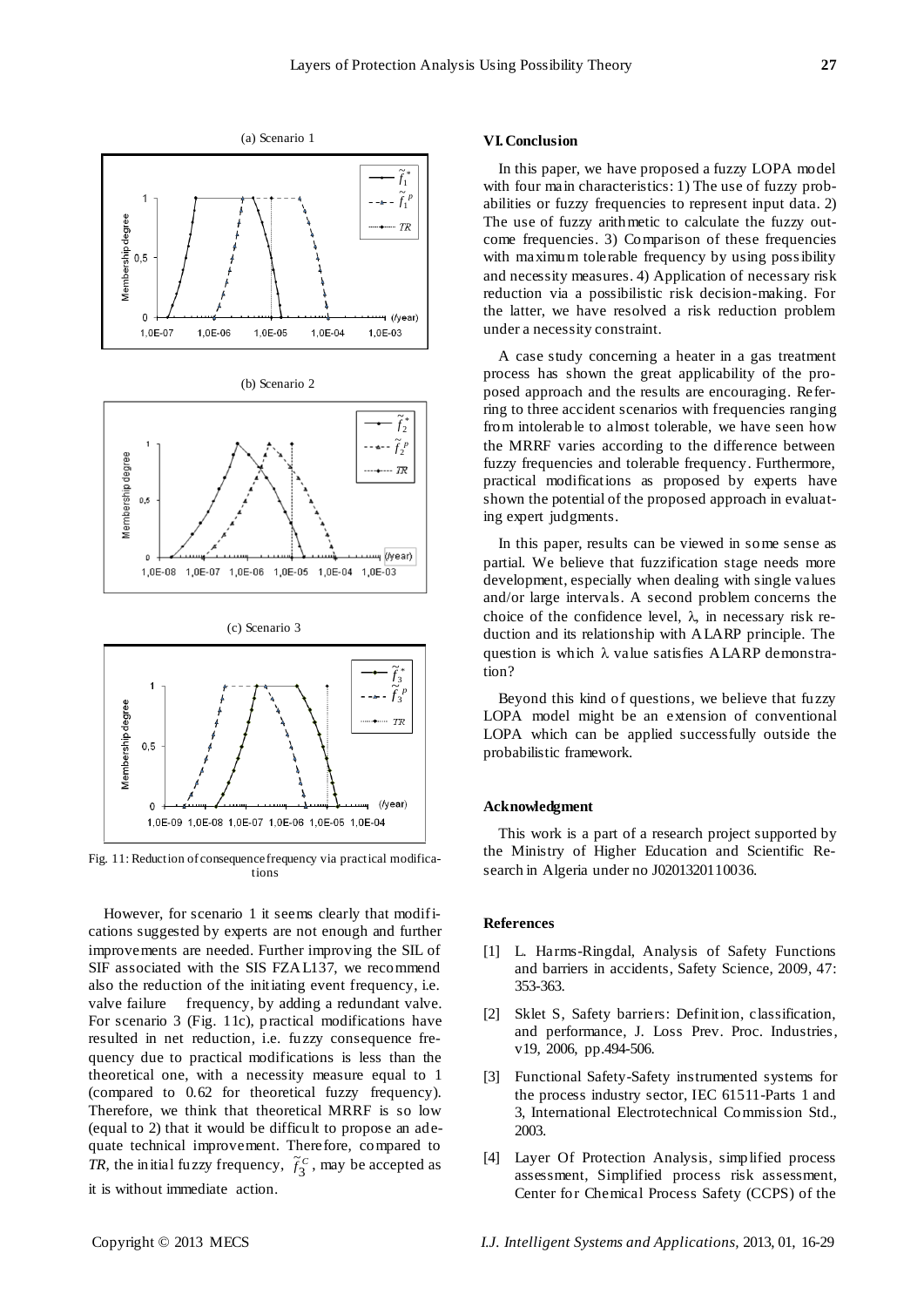(a) Scenario 1

(b) Scenario 2

(c) Scenario 3

Fig. 11: Reduction of consequence frequency via practical modifications

However, for scenario 1 it seems clearly that modifications suggested by experts are not enough and further improvements are needed. Further improving the SIL of SIF associated with the SIS FZAL137, we recommend also the reduction of the initiating event frequency, i.e. valve failure frequency, by adding a redundant valve. For scenario 3 (Fig. 11c), practical modifications have resulted in net reduction, i.e. fuzzy consequence frequency due to practical modifications is less than the theoretical one, with a necessity measure equal to 1 (compared to 0.62 for theoretical fuzzy frequency). Therefore, we think that theoretical MRRF is so low (equal to 2) that it would be difficult to propose an adequate technical improvement. Therefore, compared to *TR*, the initial fuzzy frequency, $\tilde{f}_3^C$, may be accepted as it is without immediate action.

## VI. Conclusion

In this paper, we have proposed a fuzzy LOPA model with four main characteristics: 1) The use of fuzzy probabilities or fuzzy frequencies to represent input data. 2) The use of fuzzy arithmetic to calculate the fuzzy outcome frequencies. 3) Comparison of these frequencies with maximum tolerable frequency by using possibility and necessity measures. 4) Application of necessary risk reduction via a possibilistic risk decision-making. For the latter, we have resolved a risk reduction problem under a necessity constraint.

A case study concerning a heater in a gas treatment process has shown the great applicability of the proposed approach and the results are encouraging. Referring to three accident scenarios with frequencies ranging from intolerable to almost tolerable, we have seen how the MRRF varies according to the difference between fuzzy frequencies and tolerable frequency. Furthermore, practical modifications as proposed by experts have shown the potential of the proposed approach in evaluating expert judgments.

In this paper, results can be viewed in some sense as partial. We believe that fuzzification stage needs more development, especially when dealing with single values and/or large intervals. A second problem concerns the choice of the confidence level, $\lambda$, in necessary risk reduction and its relationship with ALARP principle. The question is which $\lambda$ value satisfies ALARP demonstration?

Beyond this kind of questions, we believe that fuzzy LOPA model might be an extension of conventional LOPA which can be applied successfully outside the probabilistic framework.

### Acknowledgment

This work is a part of a research project supported by the Ministry of Higher Education and Scientific Research in Algeria under no J0201320110036.

### References

[1] L. Harms-Ringdal, Analysis of Safety Functions and barriers in accidents, Safety Science, 2009, 47: 353-363.

[2] Sklet S, Safety barriers: Definition, classification, and performance, J. Loss Prev. Proc. Industries, v19, 2006, pp.494-506.

[3] Functional Safety-Safety instrumented systems for the process industry sector, IEC 61511-Parts 1 and 3, International Electrotechnical Commission Std., 2003.

[4] Layer Of Protection Analysis, simplified process assessment, Simplified process risk assessment, Center for Chemical Process Safety (CCPS) of the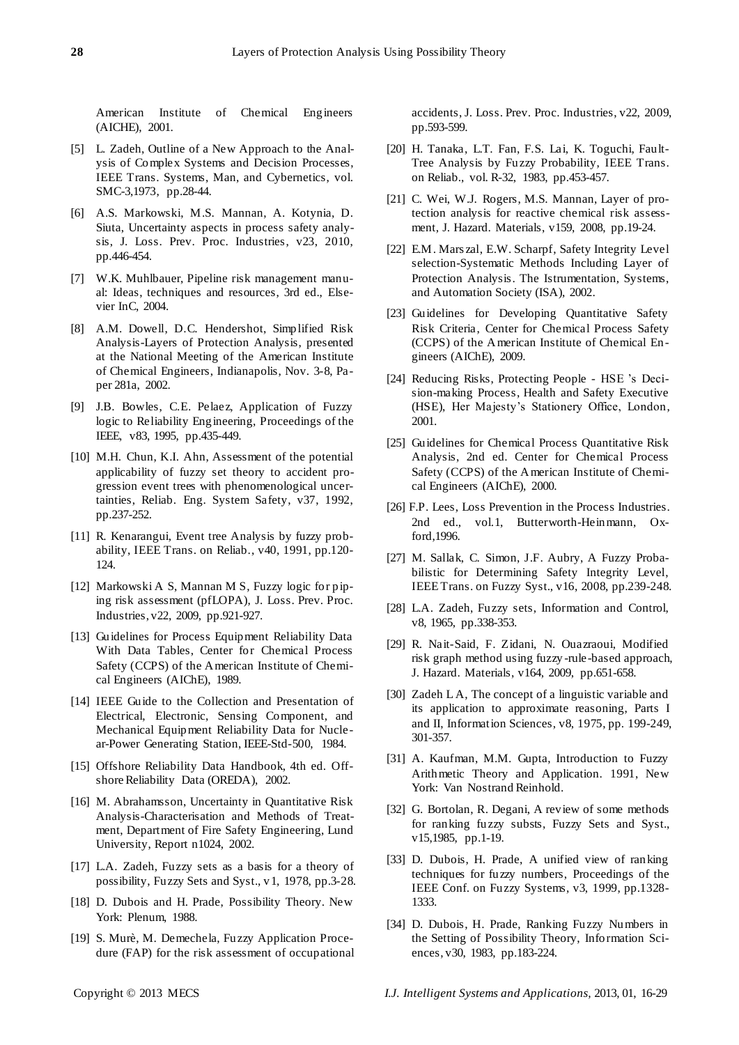American Institute of Chemical Engineers (AICHE), 2001.

[5] L. Zadeh, Outline of a New Approach to the Analysis of Complex Systems and Decision Processes, IEEE Trans. Systems, Man, and Cybernetics, vol. SMC-3,1973, pp.28-44.

[6] A.S. Markowski, M.S. Mannan, A. Kotynia, D. Siuta, Uncertainty aspects in process safety analysis, J. Loss. Prev. Proc. Industries, v23, 2010, pp.446-454.

[7] W.K. Muhlbauer, Pipeline risk management manual: Ideas, techniques and resources, 3rd ed., Elsevier InC, 2004.

[8] A.M. Dowell, D.C. Hendershot, Simplified Risk Analysis-Layers of Protection Analysis, presented at the National Meeting of the American Institute of Chemical Engineers, Indianapolis, Nov. 3-8, Paper 281a, 2002.

[9] J.B. Bowles, C.E. Pelaez, Application of Fuzzy logic to Reliability Engineering, Proceedings of the IEEE, v83, 1995, pp.435-449.

[10] M.H. Chun, K.I. Ahn, Assessment of the potential applicability of fuzzy set theory to accident progression event trees with phenomenological uncertainties, Reliab. Eng. System Safety, v37, 1992, pp.237-252.

[11] R. Kenarangui, Event tree Analysis by fuzzy probability, IEEE Trans. on Reliab., v40, 1991, pp.120-124.

[12] Markowski A S, Mannan M S, Fuzzy logic for piping risk assessment (pfLOPA), J. Loss. Prev. Proc. Industries, v22, 2009, pp.921-927.

[13] Guidelines for Process Equipment Reliability Data With Data Tables, Center for Chemical Process Safety (CCPS) of the American Institute of Chemical Engineers (AIChE), 1989.

[14] IEEE Guide to the Collection and Presentation of Electrical, Electronic, Sensing Component, and Mechanical Equipment Reliability Data for Nuclear-Power Generating Station, IEEE-Std-500, 1984.

[15] Offshore Reliability Data Handbook, 4th ed. Offshore Reliability Data (OREDA), 2002.

[16] M. Abrahamsson, Uncertainty in Quantitative Risk Analysis-Characterisation and Methods of Treatment, Department of Fire Safety Engineering, Lund University, Report n1024, 2002.

[17] L.A. Zadeh, Fuzzy sets as a basis for a theory of possibility, Fuzzy Sets and Syst., v1, 1978, pp.3-28.

[18] D. Dubois and H. Prade, Possibility Theory. New York: Plenum, 1988.

[19] S. Murè, M. Demechela, Fuzzy Application Procedure (FAP) for the risk assessment of occupational accidents, J. Loss. Prev. Proc. Industries, v22, 2009, pp.593-599.

[20] H. Tanaka, L.T. Fan, F.S. Lai, K. Toguchi, Fault-Tree Analysis by Fuzzy Probability, IEEE Trans. on Reliab., vol. R-32, 1983, pp.453-457.

[21] C. Wei, W.J. Rogers, M.S. Mannan, Layer of protection analysis for reactive chemical risk assessment, J. Hazard. Materials, v159, 2008, pp.19-24.

[22] E.M. Marszal, E.W. Scharpf, Safety Integrity Level selection-Systematic Methods Including Layer of Protection Analysis. The Istrumentation, Systems, and Automation Society (ISA), 2002.

[23] Guidelines for Developing Quantitative Safety Risk Criteria, Center for Chemical Process Safety (CCPS) of the American Institute of Chemical Engineers (AIChE), 2009.

[24] Reducing Risks, Protecting People - HSE 's Decision-making Process, Health and Safety Executive (HSE), Her Majesty's Stationery Office, London, 2001.

[25] Guidelines for Chemical Process Quantitative Risk Analysis, 2nd ed. Center for Chemical Process Safety (CCPS) of the American Institute of Chemical Engineers (AIChE), 2000.

[26] F.P. Lees, Loss Prevention in the Process Industries. 2nd ed., vol.1, Butterworth-Heinmann, Oxford,1996.

[27] M. Sallak, C. Simon, J.F. Aubry, A Fuzzy Probabilistic for Determining Safety Integrity Level, IEEE Trans. on Fuzzy Syst., v16, 2008, pp.239-248.

[28] L.A. Zadeh, Fuzzy sets, Information and Control, v8, 1965, pp.338-353.

[29] R. Nait-Said, F. Zidani, N. Ouazraoui, Modified risk graph method using fuzzy-rule-based approach, J. Hazard. Materials, v164, 2009, pp.651-658.

[30] Zadeh L A, The concept of a linguistic variable and its application to approximate reasoning, Parts I and II, Information Sciences, v8, 1975, pp. 199-249, 301-357.

[31] A. Kaufman, M.M. Gupta, Introduction to Fuzzy Arithmetic Theory and Application. 1991, New York: Van Nostrand Reinhold.

[32] G. Bortolan, R. Degani, A review of some methods for ranking fuzzy substs, Fuzzy Sets and Syst., v15,1985, pp.1-19.

[33] D. Dubois, H. Prade, A unified view of ranking techniques for fuzzy numbers, Proceedings of the IEEE Conf. on Fuzzy Systems, v3, 1999, pp.1328-1333.

[34] D. Dubois, H. Prade, Ranking Fuzzy Numbers in the Setting of Possibility Theory, Information Sciences, v30, 1983, pp.183-224.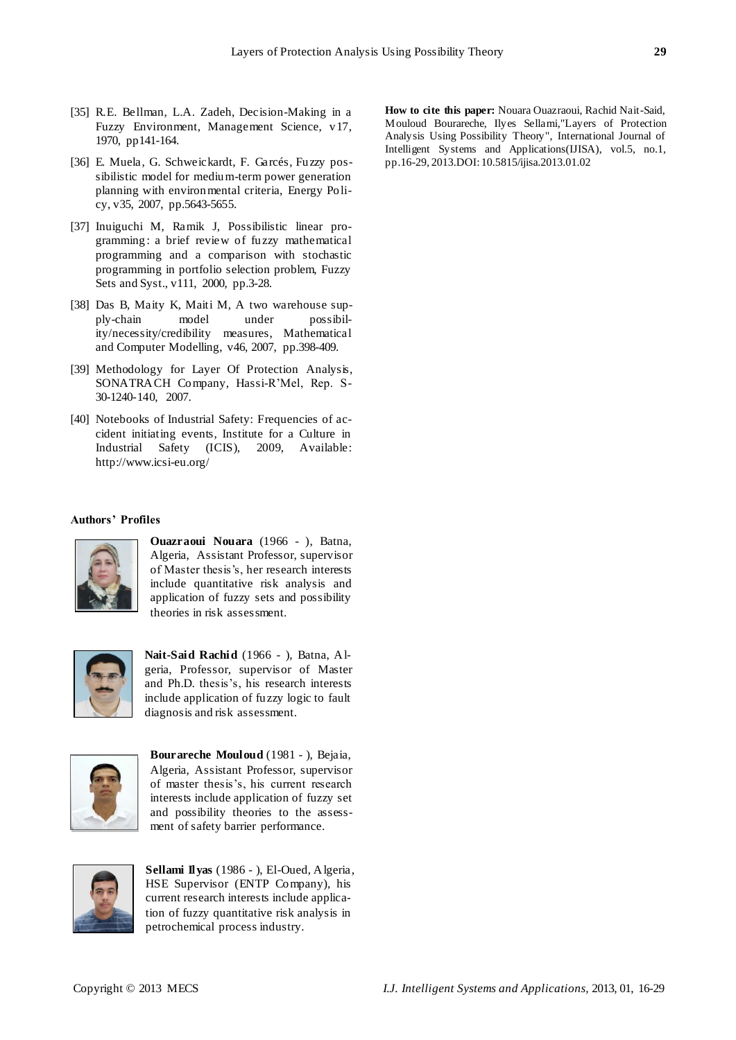[35] R.E. Bellman, L.A. Zadeh, Decision-Making in a Fuzzy Environment, Management Science, v17, 1970, pp141-164.

[36] E. Muela, G. Schweickardt, F. Garcés, Fuzzy possibilistic model for medium-term power generation planning with environmental criteria, Energy Policy, v35, 2007, pp.5643-5655.

[37] Inuiguchi M, Ramik J, Possibilistic linear programming: a brief review of fuzzy mathematical programming and a comparison with stochastic programming in portfolio selection problem, Fuzzy Sets and Syst., v111, 2000, pp.3-28.

[38] Das B, Maity K, Maiti M, A two warehouse supply-chain model under possibility/necessity/credibility measures, Mathematical and Computer Modelling, v46, 2007, pp.398-409.

[39] Methodology for Layer Of Protection Analysis, SONATRACH Company, Hassi-R'Mel, Rep. S-30-1240-140, 2007.

[40] Notebooks of Industrial Safety: Frequencies of accident initiating events, Institute for a Culture in Industrial Safety (ICIS), 2009, Available: http://www.icsi-eu.org/

**Authors' Profiles**

**Ouazraoui Nouara** (1966 - ), Batna, Algeria, Assistant Professor, supervisor of Master thesis's, her research interests include quantitative risk analysis and application of fuzzy sets and possibility theories in risk assessment.

**Nait-Said Rachid** (1966 - ), Batna, Algeria, Professor, supervisor of Master and Ph.D. thesis's, his research interests include application of fuzzy logic to fault diagnosis and risk assessment.

**Bourareche Mouloud** (1981 - ), Bejaia, Algeria, Assistant Professor, supervisor of master thesis's, his current research interests include application of fuzzy set and possibility theories to the assessment of safety barrier performance.

**Sellami Ilyas** (1986 - ), El-Oued, Algeria, HSE Supervisor (ENTP Company), his current research interests include application of fuzzy quantitative risk analysis in petrochemical process industry.

**How to cite this paper:** Nouara Ouazraoui, Rachid Nait-Said, Mouloud Bourareche, Ilyes Sellami,"Layers of Protection Analysis Using Possibility Theory", International Journal of Intelligent Systems and Applications(IJISA), vol.5, no.1, pp.16-29, 2013.DOI: 10.5815/ijisa.2013.01.02